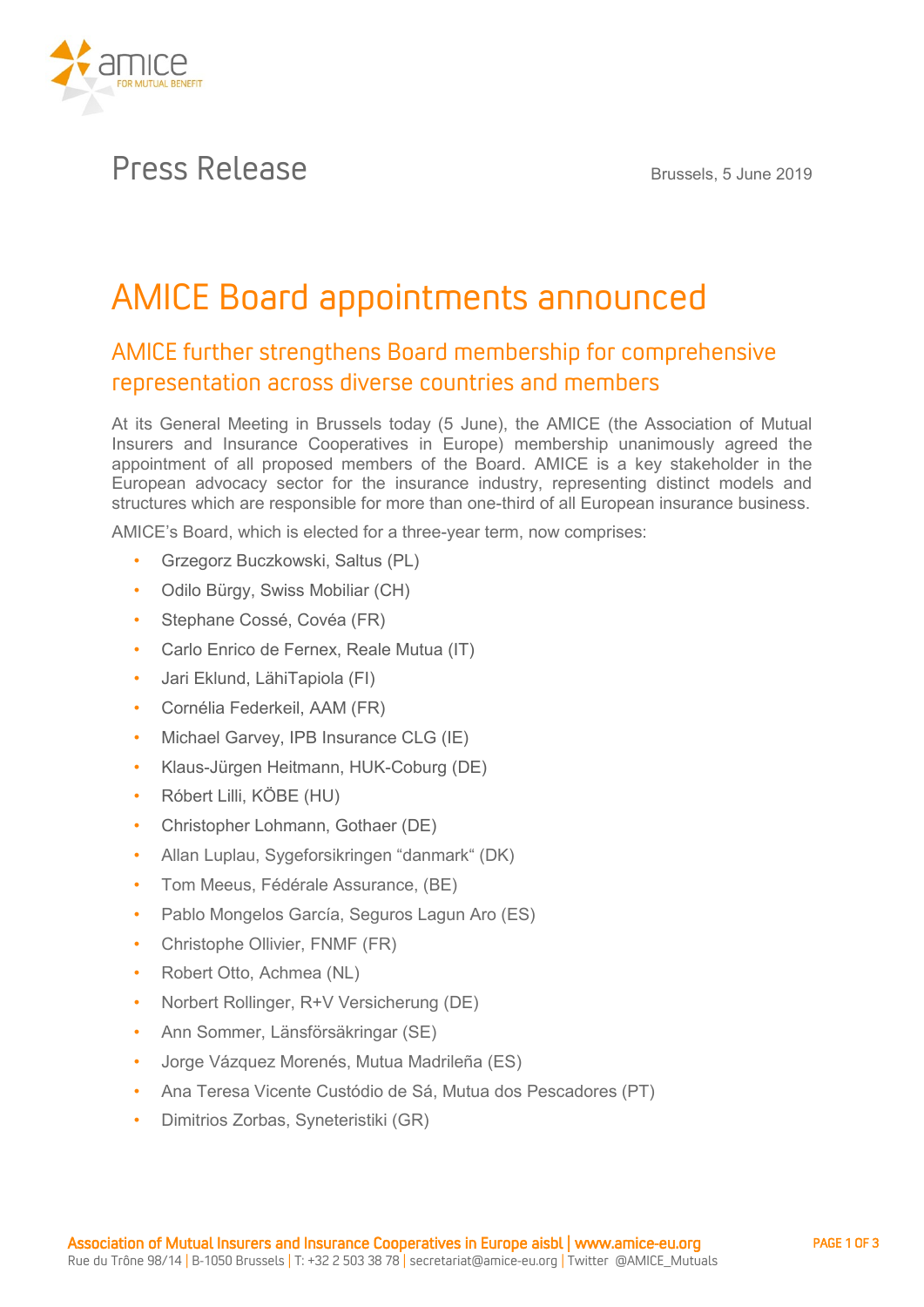Press Release

Brussels, 5 June 2019

# AMICE Board appointments announced

## AMICE further strengthens Board membership for comprehensive representation across diverse countries and members

At its General Meeting in Brussels today (5 June), the AMICE (the Association of Mutual Insurers and Insurance Cooperatives in Europe) membership unanimously agreed the appointment of all proposed members of the Board. AMICE is a key stakeholder in the European advocacy sector for the insurance industry, representing distinct models and structures which are responsible for more than one-third of all European insurance business.

AMICE's Board, which is elected for a three-year term, now comprises:

- Grzegorz Buczkowski, Saltus (PL)
- Odilo Bürgy, Swiss Mobiliar (CH)
- Stephane Cossé, Covéa (FR)
- Carlo Enrico de Fernex, Reale Mutua (IT)
- Jari Eklund, LähiTapiola (FI)
- Cornélia Federkeil, AAM (FR)
- Michael Garvey, IPB Insurance CLG (IE)
- Klaus-Jürgen Heitmann, HUK-Coburg (DE)
- Róbert Lilli, KÖBE (HU)
- Christopher Lohmann, Gothaer (DE)
- Allan Luplau, Sygeforsikringen "danmark" (DK)
- Tom Meeus, Fédérale Assurance, (BE)
- Pablo Mongelos García, Seguros Lagun Aro (ES)
- Christophe Ollivier, FNMF (FR)
- Robert Otto, Achmea (NL)
- Norbert Rollinger, R+V Versicherung (DE)
- Ann Sommer, Länsförsäkringar (SE)
- Jorge Vázquez Morenés, Mutua Madrileña (ES)
- Ana Teresa Vicente Custódio de Sá, Mutua dos Pescadores (PT)
- Dimitrios Zorbas, Syneteristiki (GR)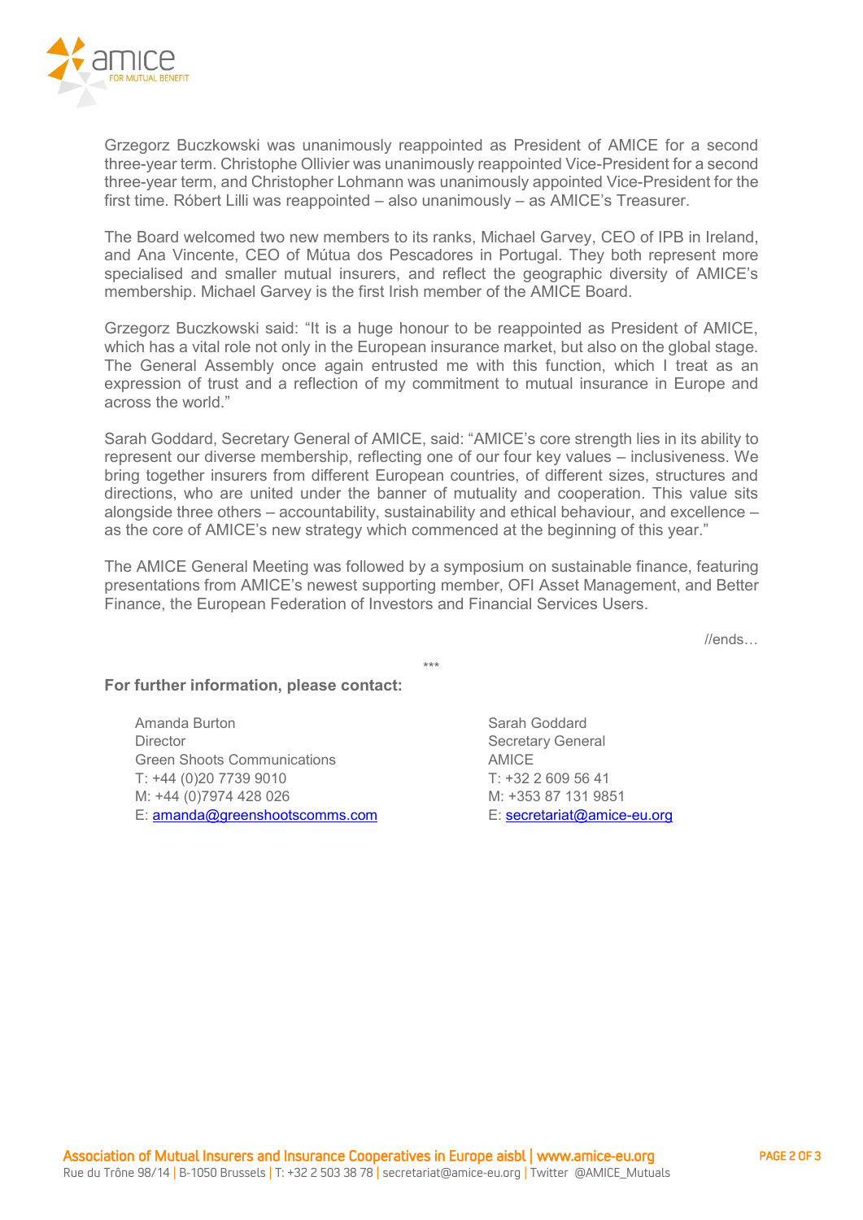Grzegorz Buczkowski was unanimously reappointed as President of AMICE for a second three-year term. Christophe Ollivier was unanimously reappointed Vice-President for a second three-year term, and Christopher Lohmann was unanimously appointed Vice-President for the first time. Róbert Lilli was reappointed – also unanimously – as AMICE's Treasurer.

The Board welcomed two new members to its ranks, Michael Garvey, CEO of IPB in Ireland, and Ana Vincente, CEO of Mútua dos Pescadores in Portugal. They both represent more specialised and smaller mutual insurers, and reflect the geographic diversity of AMICE's membership. Michael Garvey is the first Irish member of the AMICE Board.

Grzegorz Buczkowski said: "It is a huge honour to be reappointed as President of AMICE, which has a vital role not only in the European insurance market, but also on the global stage. The General Assembly once again entrusted me with this function, which I treat as an expression of trust and a reflection of my commitment to mutual insurance in Europe and across the world."

Sarah Goddard, Secretary General of AMICE, said: "AMICE's core strength lies in its ability to represent our diverse membership, reflecting one of our four key values – inclusiveness. We bring together insurers from different European countries, of different sizes, structures and directions, who are united under the banner of mutuality and cooperation. This value sits alongside three others – accountability, sustainability and ethical behaviour, and excellence – as the core of AMICE's new strategy which commenced at the beginning of this year."

The AMICE General Meeting was followed by a symposium on sustainable finance, featuring presentations from AMICE's newest supporting member, OFI Asset Management, and Better Finance, the European Federation of Investors and Financial Services Users.

//ends…

***

**For further information, please contact:**

Amanda Burton
Director
Green Shoots Communications
T: +44 (0)20 7739 9010
M: +44 (0)7974 428 026
E: amanda@greenshootscomms.com

Sarah Goddard
Secretary General
AMICE
T: +32 2 609 56 41
M: +353 87 131 9851
E: secretariat@amice-eu.org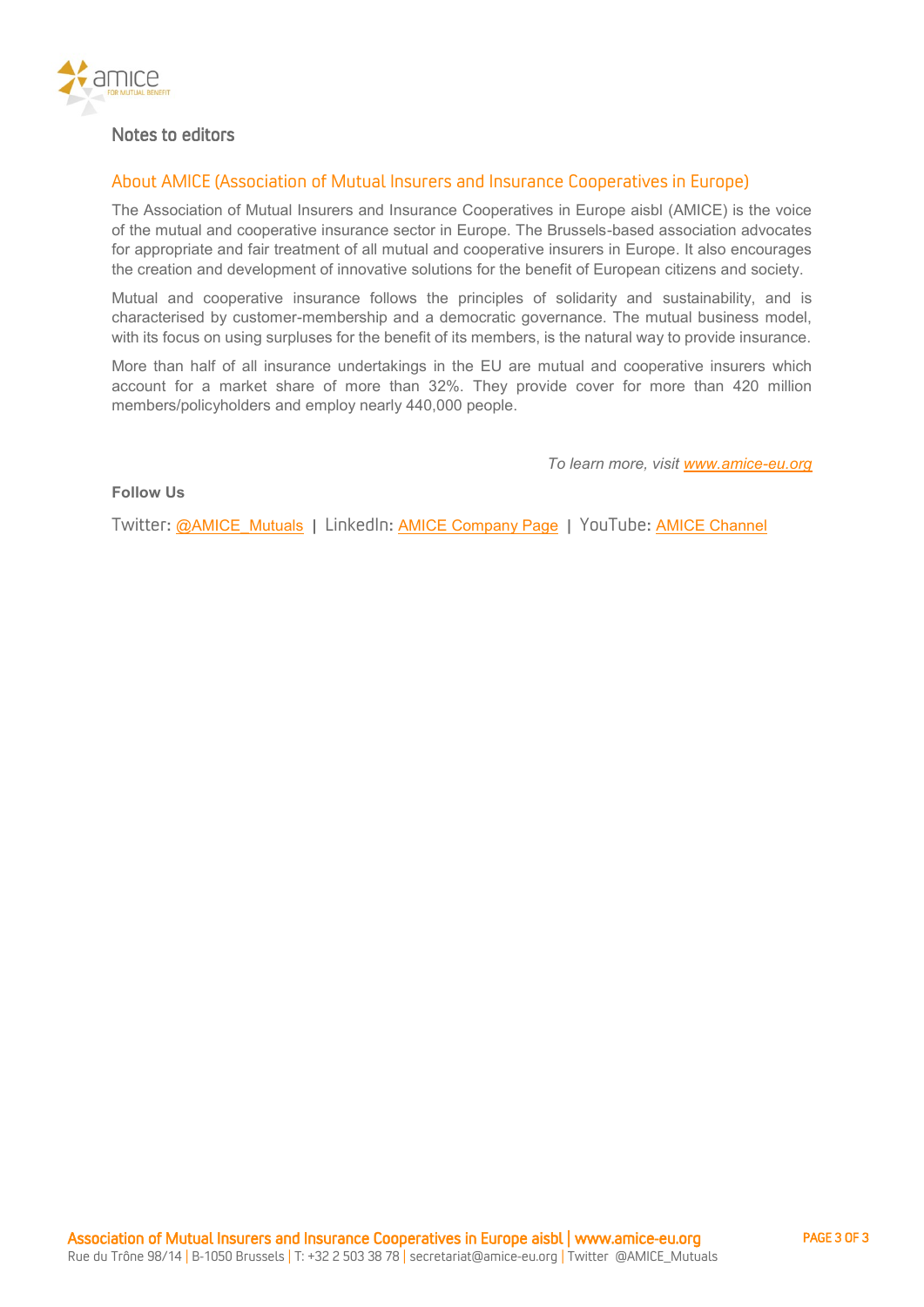## Notes to editors

### About AMICE (Association of Mutual Insurers and Insurance Cooperatives in Europe)

The Association of Mutual Insurers and Insurance Cooperatives in Europe aisbl (AMICE) is the voice of the mutual and cooperative insurance sector in Europe. The Brussels-based association advocates for appropriate and fair treatment of all mutual and cooperative insurers in Europe. It also encourages the creation and development of innovative solutions for the benefit of European citizens and society.

Mutual and cooperative insurance follows the principles of solidarity and sustainability, and is characterised by customer-membership and a democratic governance. The mutual business model, with its focus on using surpluses for the benefit of its members, is the natural way to provide insurance.

More than half of all insurance undertakings in the EU are mutual and cooperative insurers which account for a market share of more than 32%. They provide cover for more than 420 million members/policyholders and employ nearly 440,000 people.

*To learn more, visit www.amice-eu.org*

**Follow Us**

Twitter: @AMICE_Mutuals | LinkedIn: AMICE Company Page | YouTube: AMICE Channel

Association of Mutual Insurers and Insurance Cooperatives in Europe aisbl | www.amice-eu.org
Rue du Trône 98/14 | B-1050 Brussels | T: +32 2 503 38 78 | secretariat@amice-eu.org | Twitter @AMICE_Mutuals